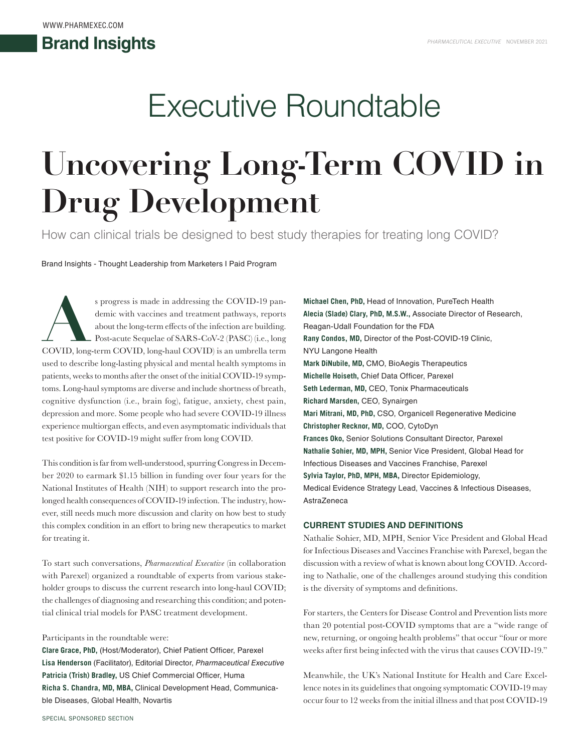# Executive Roundtable

# Uncovering Long-Term COVID in Drug Development

How can clinical trials be designed to best study therapies for treating long COVID?

Brand Insights - Thought Leadership from Marketers I Paid Program

As progress is made in addressing the COVID-19 pandemic with vaccines and treatment pathways, reports about the long-term effects of the infection are building. Post-acute Sequelae of SARS-CoV-2 (PASC) (i.e., long COVID, long-term COVID, long-haul COVID) is an umbrella term used to describe long-lasting physical and mental health symptoms in patients, weeks to months after the onset of the initial COVID-19 symptoms. Long-haul symptoms are diverse and include shortness of breath, cognitive dysfunction (i.e., brain fog), fatigue, anxiety, chest pain, depression and more. Some people who had severe COVID-19 illness experience multiorgan effects, and even asymptomatic individuals that test positive for COVID-19 might suffer from long COVID.

This condition is far from well-understood, spurring Congress in December 2020 to earmark $1.15 billion in funding over four years for the National Institutes of Health (NIH) to support research into the prolonged health consequences of COVID-19 infection. The industry, however, still needs much more discussion and clarity on how best to study this complex condition in an effort to bring new therapeutics to market for treating it.

To start such conversations, *Pharmaceutical Executive* (in collaboration with Parexel) organized a roundtable of experts from various stakeholder groups to discuss the current research into long-haul COVID; the challenges of diagnosing and researching this condition; and potential clinical trial models for PASC treatment development.

Participants in the roundtable were:

**Clare Grace, PhD,** (Host/Moderator), Chief Patient Officer, Parexel
**Lisa Henderson** (Facilitator), Editorial Director, *Pharmaceutical Executive*
**Patricia (Trish) Bradley,** US Chief Commercial Officer, Huma
**Richa S. Chandra, MD, MBA,** Clinical Development Head, Communicable Diseases, Global Health, Novartis
**Michael Chen, PhD,** Head of Innovation, PureTech Health
**Alecia (Slade) Clary, PhD, M.S.W.,** Associate Director of Research, Reagan-Udall Foundation for the FDA
**Rany Condos, MD,** Director of the Post-COVID-19 Clinic, NYU Langone Health
**Mark DiNubile, MD,** CMO, BioAegis Therapeutics
**Michelle Hoiseth,** Chief Data Officer, Parexel
**Seth Lederman, MD,** CEO, Tonix Pharmaceuticals
**Richard Marsden,** CEO, Synairgen
**Mari Mitrani, MD, PhD,** CSO, Organicell Regenerative Medicine
**Christopher Recknor, MD,** COO, CytoDyn
**Frances Oko,** Senior Solutions Consultant Director, Parexel
**Nathalie Sohier, MD, MPH,** Senior Vice President, Global Head for Infectious Diseases and Vaccines Franchise, Parexel
**Sylvia Taylor, PhD, MPH, MBA,** Director Epidemiology, Medical Evidence Strategy Lead, Vaccines & Infectious Diseases, AstraZeneca

## CURRENT STUDIES AND DEFINITIONS

Nathalie Sohier, MD, MPH, Senior Vice President and Global Head for Infectious Diseases and Vaccines Franchise with Parexel, began the discussion with a review of what is known about long COVID. According to Nathalie, one of the challenges around studying this condition is the diversity of symptoms and definitions.

For starters, the Centers for Disease Control and Prevention lists more than 20 potential post-COVID symptoms that are a "wide range of new, returning, or ongoing health problems" that occur "four or more weeks after first being infected with the virus that causes COVID-19."

Meanwhile, the UK's National Institute for Health and Care Excellence notes in its guidelines that ongoing symptomatic COVID-19 may occur four to 12 weeks from the initial illness and that post COVID-19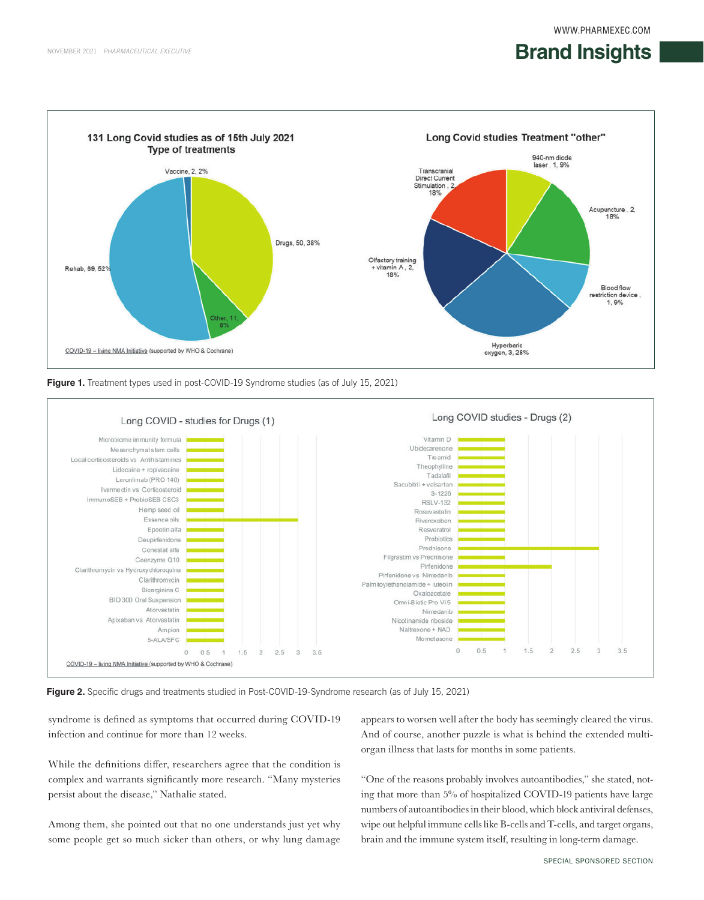**Figure 1.** Treatment types used in post-COVID-19 Syndrome studies (as of July 15, 2021)

**Figure 2.** Specific drugs and treatments studied in Post-COVID-19-Syndrome research (as of July 15, 2021)

syndrome is defined as symptoms that occurred during COVID-19 infection and continue for more than 12 weeks.

While the definitions differ, researchers agree that the condition is complex and warrants significantly more research. "Many mysteries persist about the disease," Nathalie stated.

Among them, she pointed out that no one understands just yet why some people get so much sicker than others, or why lung damage appears to worsen well after the body has seemingly cleared the virus. And of course, another puzzle is what is behind the extended multi-organ illness that lasts for months in some patients.

"One of the reasons probably involves autoantibodies," she stated, noting that more than 5% of hospitalized COVID-19 patients have large numbers of autoantibodies in their blood, which block antiviral defenses, wipe out helpful immune cells like B-cells and T-cells, and target organs, brain and the immune system itself, resulting in long-term damage.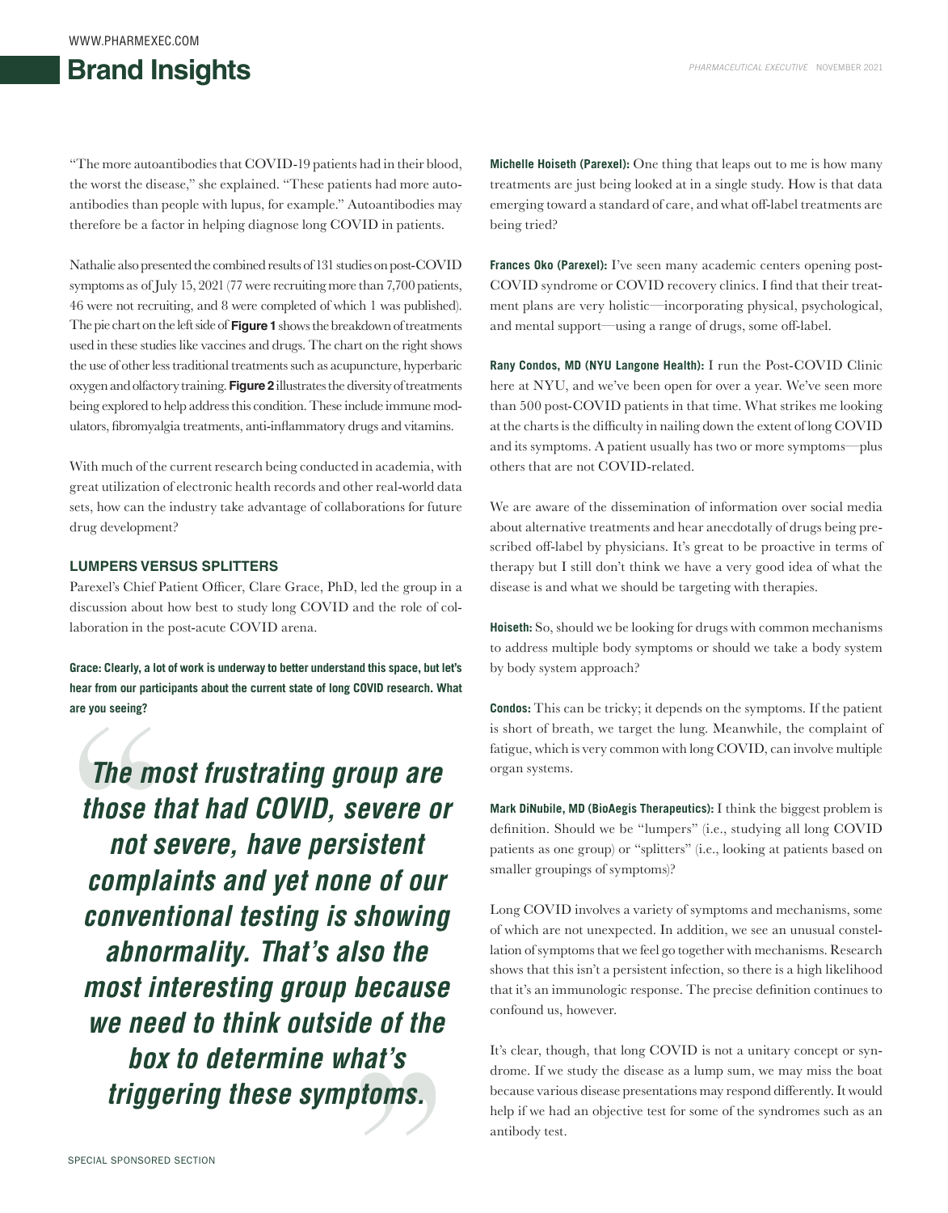"The more autoantibodies that COVID-19 patients had in their blood, the worst the disease," she explained. "These patients had more autoantibodies than people with lupus, for example." Autoantibodies may therefore be a factor in helping diagnose long COVID in patients.

Nathalie also presented the combined results of 131 studies on post-COVID symptoms as of July 15, 2021 (77 were recruiting more than 7,700 patients, 46 were not recruiting, and 8 were completed of which 1 was published). The pie chart on the left side of **Figure 1** shows the breakdown of treatments used in these studies like vaccines and drugs. The chart on the right shows the use of other less traditional treatments such as acupuncture, hyperbaric oxygen and olfactory training. **Figure 2** illustrates the diversity of treatments being explored to help address this condition. These include immune modulators, fibromyalgia treatments, anti-inflammatory drugs and vitamins.

With much of the current research being conducted in academia, with great utilization of electronic health records and other real-world data sets, how can the industry take advantage of collaborations for future drug development?

### LUMPERS VERSUS SPLITTERS

Parexel's Chief Patient Officer, Clare Grace, PhD, led the group in a discussion about how best to study long COVID and the role of collaboration in the post-acute COVID arena.

**Grace: Clearly, a lot of work is underway to better understand this space, but let's hear from our participants about the current state of long COVID research. What are you seeing?**

> ***The most frustrating group are those that had COVID, severe or not severe, have persistent complaints and yet none of our conventional testing is showing abnormality. That's also the most interesting group because we need to think outside of the box to determine what's triggering these symptoms.***

**Michelle Hoiseth (Parexel):** One thing that leaps out to me is how many treatments are just being looked at in a single study. How is that data emerging toward a standard of care, and what off-label treatments are being tried?

**Frances Oko (Parexel):** I've seen many academic centers opening post-COVID syndrome or COVID recovery clinics. I find that their treatment plans are very holistic—incorporating physical, psychological, and mental support—using a range of drugs, some off-label.

**Rany Condos, MD (NYU Langone Health):** I run the Post-COVID Clinic here at NYU, and we've been open for over a year. We've seen more than 500 post-COVID patients in that time. What strikes me looking at the charts is the difficulty in nailing down the extent of long COVID and its symptoms. A patient usually has two or more symptoms—plus others that are not COVID-related.

We are aware of the dissemination of information over social media about alternative treatments and hear anecdotally of drugs being prescribed off-label by physicians. It's great to be proactive in terms of therapy but I still don't think we have a very good idea of what the disease is and what we should be targeting with therapies.

**Hoiseth:** So, should we be looking for drugs with common mechanisms to address multiple body symptoms or should we take a body system by body system approach?

**Condos:** This can be tricky; it depends on the symptoms. If the patient is short of breath, we target the lung. Meanwhile, the complaint of fatigue, which is very common with long COVID, can involve multiple organ systems.

**Mark DiNubile, MD (BioAegis Therapeutics):** I think the biggest problem is definition. Should we be "lumpers" (i.e., studying all long COVID patients as one group) or "splitters" (i.e., looking at patients based on smaller groupings of symptoms)?

Long COVID involves a variety of symptoms and mechanisms, some of which are not unexpected. In addition, we see an unusual constellation of symptoms that we feel go together with mechanisms. Research shows that this isn't a persistent infection, so there is a high likelihood that it's an immunologic response. The precise definition continues to confound us, however.

It's clear, though, that long COVID is not a unitary concept or syndrome. If we study the disease as a lump sum, we may miss the boat because various disease presentations may respond differently. It would help if we had an objective test for some of the syndromes such as an antibody test.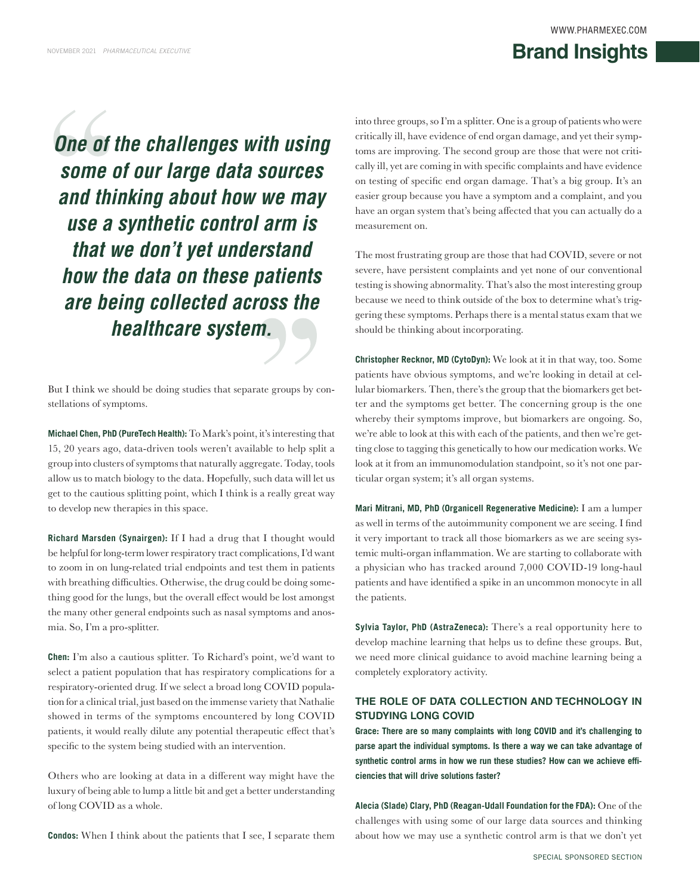> ***One of the challenges with using some of our large data sources and thinking about how we may use a synthetic control arm is that we don't yet understand how the data on these patients are being collected across the healthcare system.***

But I think we should be doing studies that separate groups by constellations of symptoms.

**Michael Chen, PhD (PureTech Health):** To Mark's point, it's interesting that 15, 20 years ago, data-driven tools weren't available to help split a group into clusters of symptoms that naturally aggregate. Today, tools allow us to match biology to the data. Hopefully, such data will let us get to the cautious splitting point, which I think is a really great way to develop new therapies in this space.

**Richard Marsden (Synairgen):** If I had a drug that I thought would be helpful for long-term lower respiratory tract complications, I'd want to zoom in on lung-related trial endpoints and test them in patients with breathing difficulties. Otherwise, the drug could be doing something good for the lungs, but the overall effect would be lost amongst the many other general endpoints such as nasal symptoms and anosmia. So, I'm a pro-splitter.

**Chen:** I'm also a cautious splitter. To Richard's point, we'd want to select a patient population that has respiratory complications for a respiratory-oriented drug. If we select a broad long COVID population for a clinical trial, just based on the immense variety that Nathalie showed in terms of the symptoms encountered by long COVID patients, it would really dilute any potential therapeutic effect that's specific to the system being studied with an intervention.

Others who are looking at data in a different way might have the luxury of being able to lump a little bit and get a better understanding of long COVID as a whole.

**Condos:** When I think about the patients that I see, I separate them into three groups, so I'm a splitter. One is a group of patients who were critically ill, have evidence of end organ damage, and yet their symptoms are improving. The second group are those that were not critically ill, yet are coming in with specific complaints and have evidence on testing of specific end organ damage. That's a big group. It's an easier group because you have a symptom and a complaint, and you have an organ system that's being affected that you can actually do a measurement on.

The most frustrating group are those that had COVID, severe or not severe, have persistent complaints and yet none of our conventional testing is showing abnormality. That's also the most interesting group because we need to think outside of the box to determine what's triggering these symptoms. Perhaps there is a mental status exam that we should be thinking about incorporating.

**Christopher Recknor, MD (CytoDyn):** We look at it in that way, too. Some patients have obvious symptoms, and we're looking in detail at cellular biomarkers. Then, there's the group that the biomarkers get better and the symptoms get better. The concerning group is the one whereby their symptoms improve, but biomarkers are ongoing. So, we're able to look at this with each of the patients, and then we're getting close to tagging this genetically to how our medication works. We look at it from an immunomodulation standpoint, so it's not one particular organ system; it's all organ systems.

**Mari Mitrani, MD, PhD (Organicell Regenerative Medicine):** I am a lumper as well in terms of the autoimmunity component we are seeing. I find it very important to track all those biomarkers as we are seeing systemic multi-organ inflammation. We are starting to collaborate with a physician who has tracked around 7,000 COVID-19 long-haul patients and have identified a spike in an uncommon monocyte in all the patients.

**Sylvia Taylor, PhD (AstraZeneca):** There's a real opportunity here to develop machine learning that helps us to define these groups. But, we need more clinical guidance to avoid machine learning being a completely exploratory activity.

## THE ROLE OF DATA COLLECTION AND TECHNOLOGY IN STUDYING LONG COVID

**Grace: There are so many complaints with long COVID and it's challenging to parse apart the individual symptoms. Is there a way we can take advantage of synthetic control arms in how we run these studies? How can we achieve efficiencies that will drive solutions faster?**

**Alecia (Slade) Clary, PhD (Reagan-Udall Foundation for the FDA):** One of the challenges with using some of our large data sources and thinking about how we may use a synthetic control arm is that we don't yet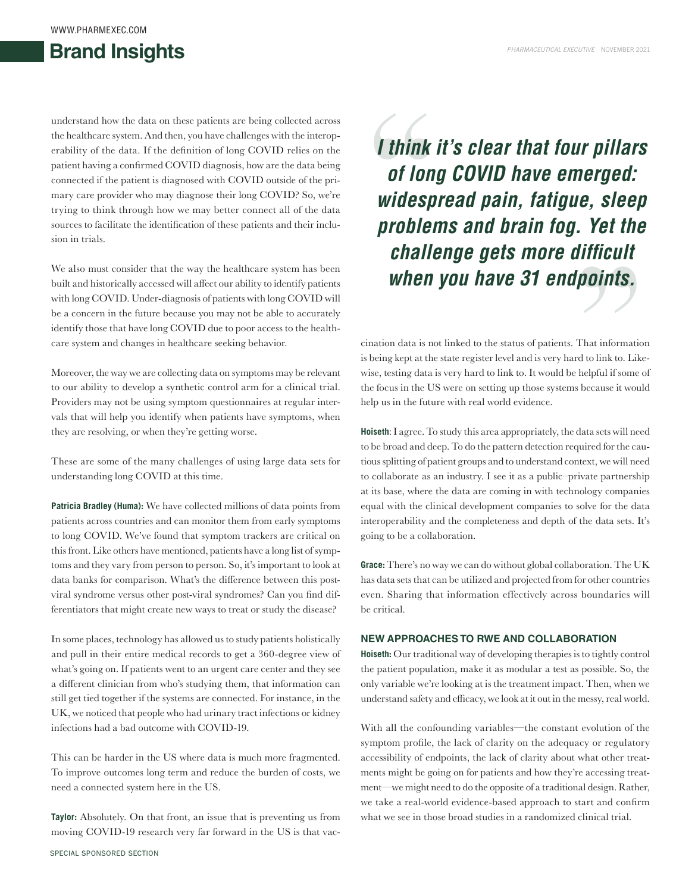understand how the data on these patients are being collected across the healthcare system. And then, you have challenges with the interoperability of the data. If the definition of long COVID relies on the patient having a confirmed COVID diagnosis, how are the data being connected if the patient is diagnosed with COVID outside of the primary care provider who may diagnose their long COVID? So, we're trying to think through how we may better connect all of the data sources to facilitate the identification of these patients and their inclusion in trials.

We also must consider that the way the healthcare system has been built and historically accessed will affect our ability to identify patients with long COVID. Under-diagnosis of patients with long COVID will be a concern in the future because you may not be able to accurately identify those that have long COVID due to poor access to the healthcare system and changes in healthcare seeking behavior.

Moreover, the way we are collecting data on symptoms may be relevant to our ability to develop a synthetic control arm for a clinical trial. Providers may not be using symptom questionnaires at regular intervals that will help you identify when patients have symptoms, when they are resolving, or when they're getting worse.

These are some of the many challenges of using large data sets for understanding long COVID at this time.

**Patricia Bradley (Huma):** We have collected millions of data points from patients across countries and can monitor them from early symptoms to long COVID. We've found that symptom trackers are critical on this front. Like others have mentioned, patients have a long list of symptoms and they vary from person to person. So, it's important to look at data banks for comparison. What's the difference between this post-viral syndrome versus other post-viral syndromes? Can you find differentiators that might create new ways to treat or study the disease?

In some places, technology has allowed us to study patients holistically and pull in their entire medical records to get a 360-degree view of what's going on. If patients went to an urgent care center and they see a different clinician from who's studying them, that information can still get tied together if the systems are connected. For instance, in the UK, we noticed that people who had urinary tract infections or kidney infections had a bad outcome with COVID-19.

This can be harder in the US where data is much more fragmented. To improve outcomes long term and reduce the burden of costs, we need a connected system here in the US.

**Taylor:** Absolutely. On that front, an issue that is preventing us from moving COVID-19 research very far forward in the US is that vaccination data is not linked to the status of patients. That information is being kept at the state register level and is very hard to link to. Likewise, testing data is very hard to link to. It would be helpful if some of the focus in the US were on setting up those systems because it would help us in the future with real world evidence.

> ***"I think it's clear that four pillars of long COVID have emerged: widespread pain, fatigue, sleep problems and brain fog. Yet the challenge gets more difficult when you have 31 endpoints."***

**Hoiseth:** I agree. To study this area appropriately, the data sets will need to be broad and deep. To do the pattern detection required for the cautious splitting of patient groups and to understand context, we will need to collaborate as an industry. I see it as a public–private partnership at its base, where the data are coming in with technology companies equal with the clinical development companies to solve for the data interoperability and the completeness and depth of the data sets. It's going to be a collaboration.

**Grace:** There's no way we can do without global collaboration. The UK has data sets that can be utilized and projected from for other countries even. Sharing that information effectively across boundaries will be critical.

## NEW APPROACHES TO RWE AND COLLABORATION

**Hoiseth:** Our traditional way of developing therapies is to tightly control the patient population, make it as modular a test as possible. So, the only variable we're looking at is the treatment impact. Then, when we understand safety and efficacy, we look at it out in the messy, real world.

With all the confounding variables—the constant evolution of the symptom profile, the lack of clarity on the adequacy or regulatory accessibility of endpoints, the lack of clarity about what other treatments might be going on for patients and how they're accessing treatment—we might need to do the opposite of a traditional design. Rather, we take a real-world evidence-based approach to start and confirm what we see in those broad studies in a randomized clinical trial.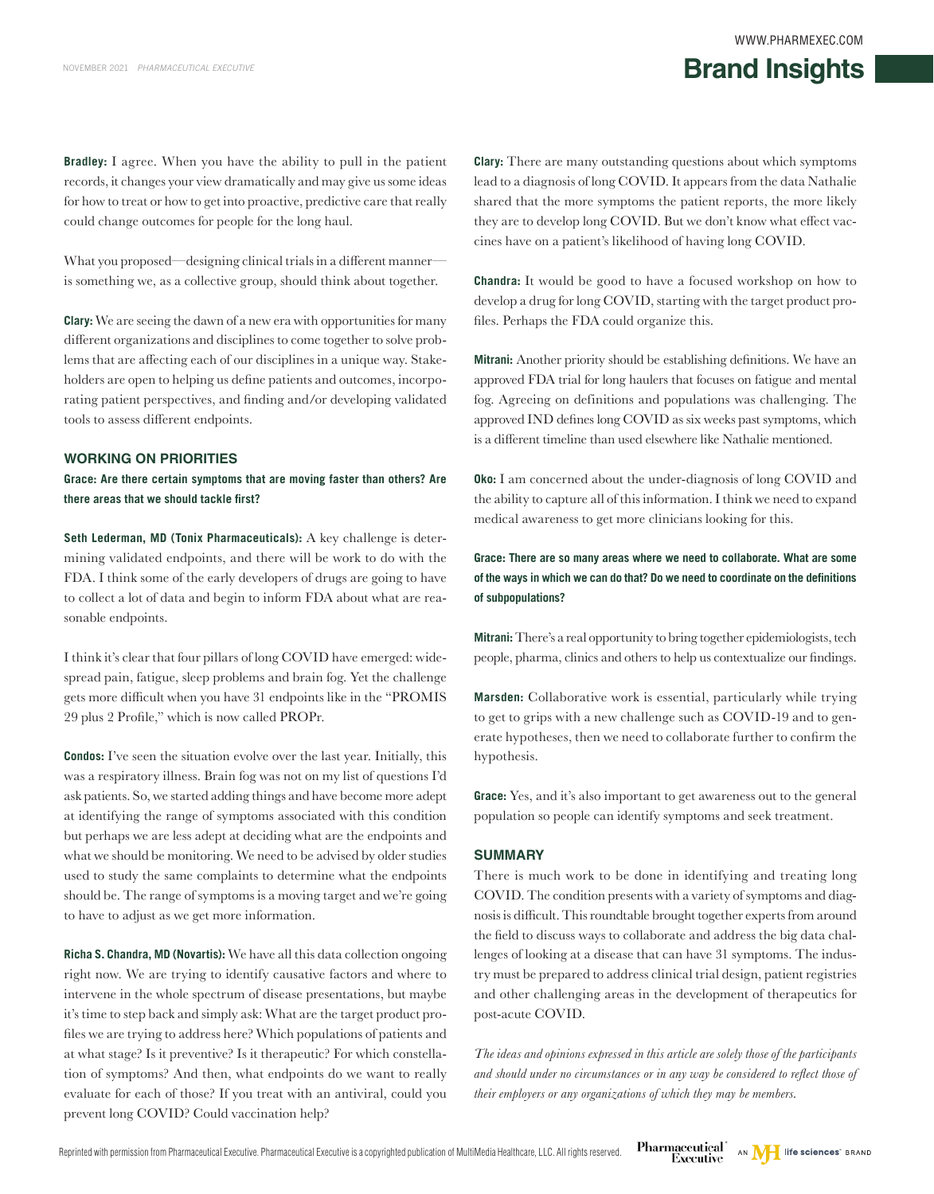**Bradley:** I agree. When you have the ability to pull in the patient records, it changes your view dramatically and may give us some ideas for how to treat or how to get into proactive, predictive care that really could change outcomes for people for the long haul.

What you proposed—designing clinical trials in a different manner—is something we, as a collective group, should think about together.

**Clary:** We are seeing the dawn of a new era with opportunities for many different organizations and disciplines to come together to solve problems that are affecting each of our disciplines in a unique way. Stakeholders are open to helping us define patients and outcomes, incorporating patient perspectives, and finding and/or developing validated tools to assess different endpoints.

## WORKING ON PRIORITIES

**Grace: Are there certain symptoms that are moving faster than others? Are there areas that we should tackle first?**

**Seth Lederman, MD (Tonix Pharmaceuticals):** A key challenge is determining validated endpoints, and there will be work to do with the FDA. I think some of the early developers of drugs are going to have to collect a lot of data and begin to inform FDA about what are reasonable endpoints.

I think it's clear that four pillars of long COVID have emerged: widespread pain, fatigue, sleep problems and brain fog. Yet the challenge gets more difficult when you have 31 endpoints like in the "PROMIS 29 plus 2 Profile," which is now called PROPr.

**Condos:** I've seen the situation evolve over the last year. Initially, this was a respiratory illness. Brain fog was not on my list of questions I'd ask patients. So, we started adding things and have become more adept at identifying the range of symptoms associated with this condition but perhaps we are less adept at deciding what are the endpoints and what we should be monitoring. We need to be advised by older studies used to study the same complaints to determine what the endpoints should be. The range of symptoms is a moving target and we're going to have to adjust as we get more information.

**Richa S. Chandra, MD (Novartis):** We have all this data collection ongoing right now. We are trying to identify causative factors and where to intervene in the whole spectrum of disease presentations, but maybe it's time to step back and simply ask: What are the target product profiles we are trying to address here? Which populations of patients and at what stage? Is it preventive? Is it therapeutic? For which constellation of symptoms? And then, what endpoints do we want to really evaluate for each of those? If you treat with an antiviral, could you prevent long COVID? Could vaccination help?

**Clary:** There are many outstanding questions about which symptoms lead to a diagnosis of long COVID. It appears from the data Nathalie shared that the more symptoms the patient reports, the more likely they are to develop long COVID. But we don't know what effect vaccines have on a patient's likelihood of having long COVID.

**Chandra:** It would be good to have a focused workshop on how to develop a drug for long COVID, starting with the target product profiles. Perhaps the FDA could organize this.

**Mitrani:** Another priority should be establishing definitions. We have an approved FDA trial for long haulers that focuses on fatigue and mental fog. Agreeing on definitions and populations was challenging. The approved IND defines long COVID as six weeks past symptoms, which is a different timeline than used elsewhere like Nathalie mentioned.

**Oko:** I am concerned about the under-diagnosis of long COVID and the ability to capture all of this information. I think we need to expand medical awareness to get more clinicians looking for this.

**Grace: There are so many areas where we need to collaborate. What are some of the ways in which we can do that? Do we need to coordinate on the definitions of subpopulations?**

**Mitrani:** There's a real opportunity to bring together epidemiologists, tech people, pharma, clinics and others to help us contextualize our findings.

**Marsden:** Collaborative work is essential, particularly while trying to get to grips with a new challenge such as COVID-19 and to generate hypotheses, then we need to collaborate further to confirm the hypothesis.

**Grace:** Yes, and it's also important to get awareness out to the general population so people can identify symptoms and seek treatment.

## SUMMARY

There is much work to be done in identifying and treating long COVID. The condition presents with a variety of symptoms and diagnosis is difficult. This roundtable brought together experts from around the field to discuss ways to collaborate and address the big data challenges of looking at a disease that can have 31 symptoms. The industry must be prepared to address clinical trial design, patient registries and other challenging areas in the development of therapeutics for post-acute COVID.

*The ideas and opinions expressed in this article are solely those of the participants and should under no circumstances or in any way be considered to reflect those of their employers or any organizations of which they may be members.*

Reprinted with permission from Pharmaceutical Executive. Pharmaceutical Executive is a copyrighted publication of MultiMedia Healthcare, LLC. All rights reserved.